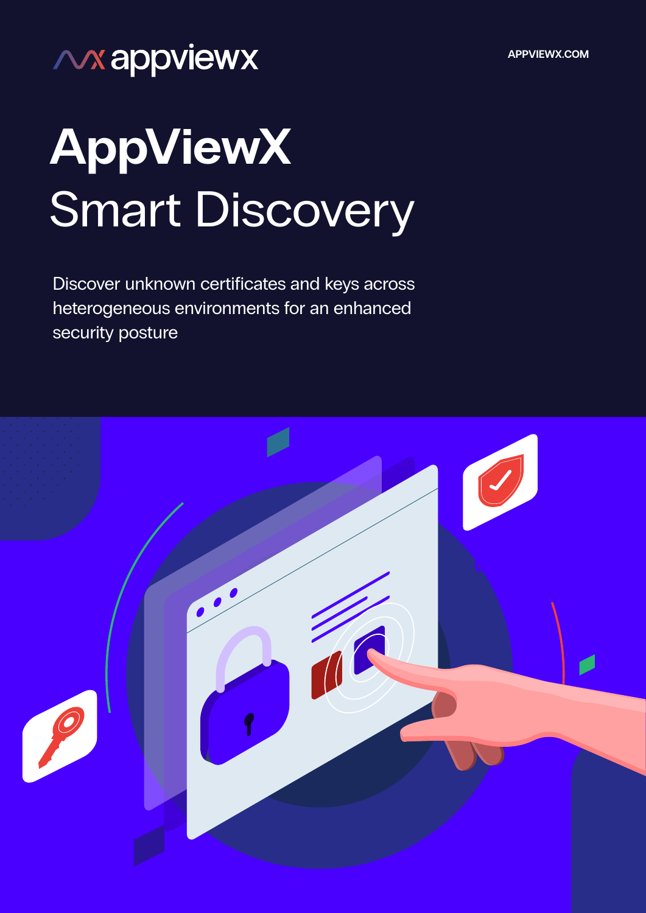appviewx

APPVIEWX.COM

# AppViewX Smart Discovery

Discover unknown certificates and keys across heterogeneous environments for an enhanced security posture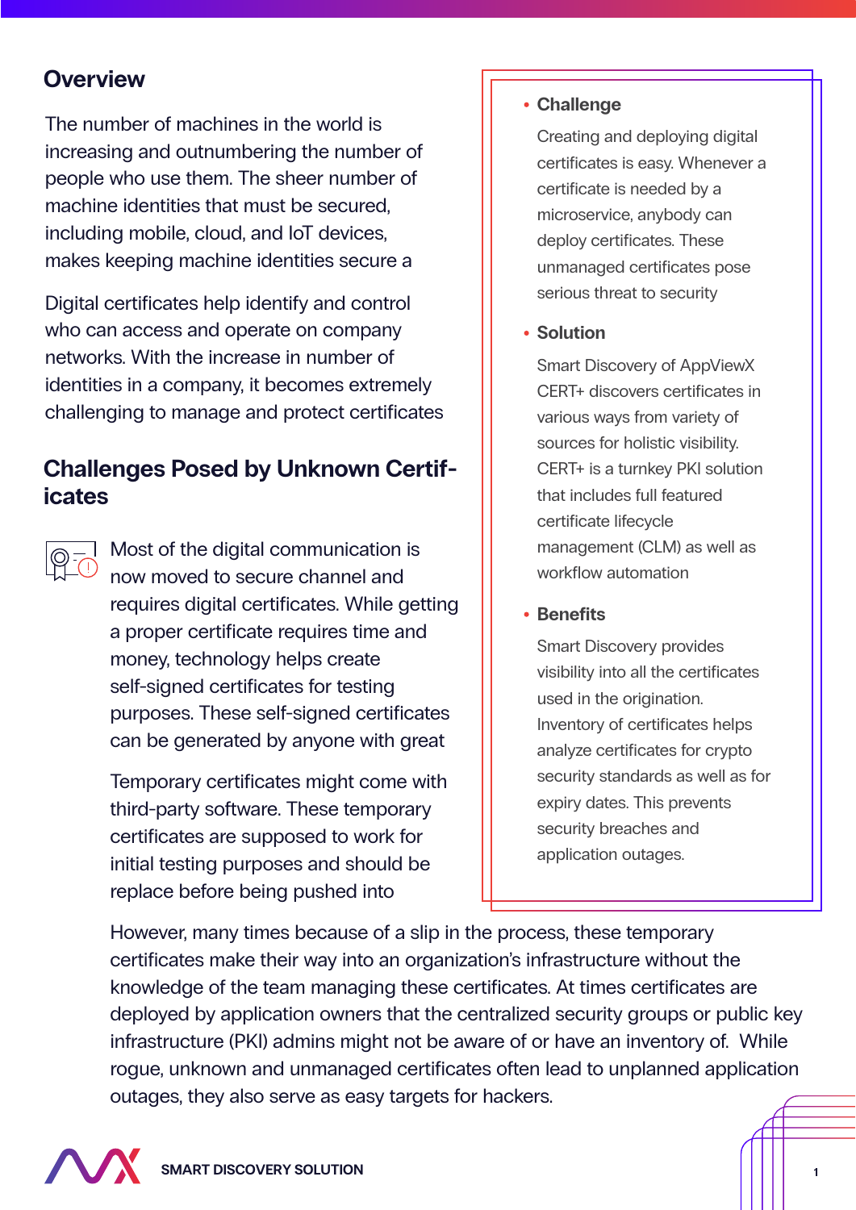## Overview

The number of machines in the world is increasing and outnumbering the number of people who use them. The sheer number of machine identities that must be secured, including mobile, cloud, and IoT devices, makes keeping machine identities secure a

Digital certificates help identify and control who can access and operate on company networks. With the increase in number of identities in a company, it becomes extremely challenging to manage and protect certificates

## Challenges Posed by Unknown Certificates

Most of the digital communication is now moved to secure channel and requires digital certificates. While getting a proper certificate requires time and money, technology helps create self-signed certificates for testing purposes. These self-signed certificates can be generated by anyone with great

Temporary certificates might come with third-party software. These temporary certificates are supposed to work for initial testing purposes and should be replace before being pushed into

However, many times because of a slip in the process, these temporary certificates make their way into an organization's infrastructure without the knowledge of the team managing these certificates. At times certificates are deployed by application owners that the centralized security groups or public key infrastructure (PKI) admins might not be aware of or have an inventory of. While rogue, unknown and unmanaged certificates often lead to unplanned application outages, they also serve as easy targets for hackers.

- **Challenge**

  Creating and deploying digital certificates is easy. Whenever a certificate is needed by a microservice, anybody can deploy certificates. These unmanaged certificates pose serious threat to security

- **Solution**

  Smart Discovery of AppViewX CERT+ discovers certificates in various ways from variety of sources for holistic visibility. CERT+ is a turnkey PKI solution that includes full featured certificate lifecycle management (CLM) as well as workflow automation

- **Benefits**

  Smart Discovery provides visibility into all the certificates used in the origination. Inventory of certificates helps analyze certificates for crypto security standards as well as for expiry dates. This prevents security breaches and application outages.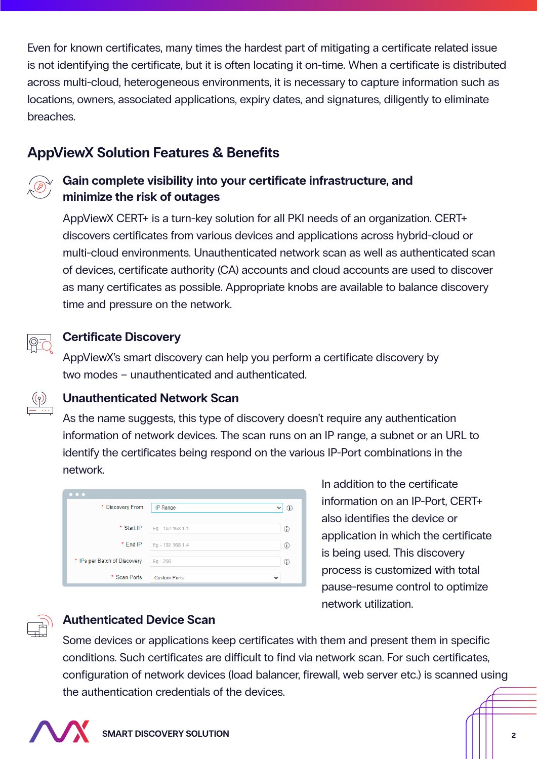Even for known certificates, many times the hardest part of mitigating a certificate related issue is not identifying the certificate, but it is often locating it on-time. When a certificate is distributed across multi-cloud, heterogeneous environments, it is necessary to capture information such as locations, owners, associated applications, expiry dates, and signatures, diligently to eliminate breaches.

## AppViewX Solution Features & Benefits

### Gain complete visibility into your certificate infrastructure, and minimize the risk of outages

AppViewX CERT+ is a turn-key solution for all PKI needs of an organization. CERT+ discovers certificates from various devices and applications across hybrid-cloud or multi-cloud environments. Unauthenticated network scan as well as authenticated scan of devices, certificate authority (CA) accounts and cloud accounts are used to discover as many certificates as possible. Appropriate knobs are available to balance discovery time and pressure on the network.

### Certificate Discovery

AppViewX's smart discovery can help you perform a certificate discovery by two modes – unauthenticated and authenticated.

### Unauthenticated Network Scan

As the name suggests, this type of discovery doesn't require any authentication information of network devices. The scan runs on an IP range, a subnet or an URL to identify the certificates being respond on the various IP-Port combinations in the network.

| Field | Value |
| --- | --- |
| * Discovery From | IP Range |
| * Start IP | Eg - 192.168.1.1 |
| * End IP | Eg - 192.168.1.4 |
| * IPs per Batch of Discovery | Eg - 256 |
| * Scan Ports | Custom Ports |

In addition to the certificate information on an IP-Port, CERT+ also identifies the device or application in which the certificate is being used. This discovery process is customized with total pause-resume control to optimize network utilization.

### Authenticated Device Scan

Some devices or applications keep certificates with them and present them in specific conditions. Such certificates are difficult to find via network scan. For such certificates, configuration of network devices (load balancer, firewall, web server etc.) is scanned using the authentication credentials of the devices.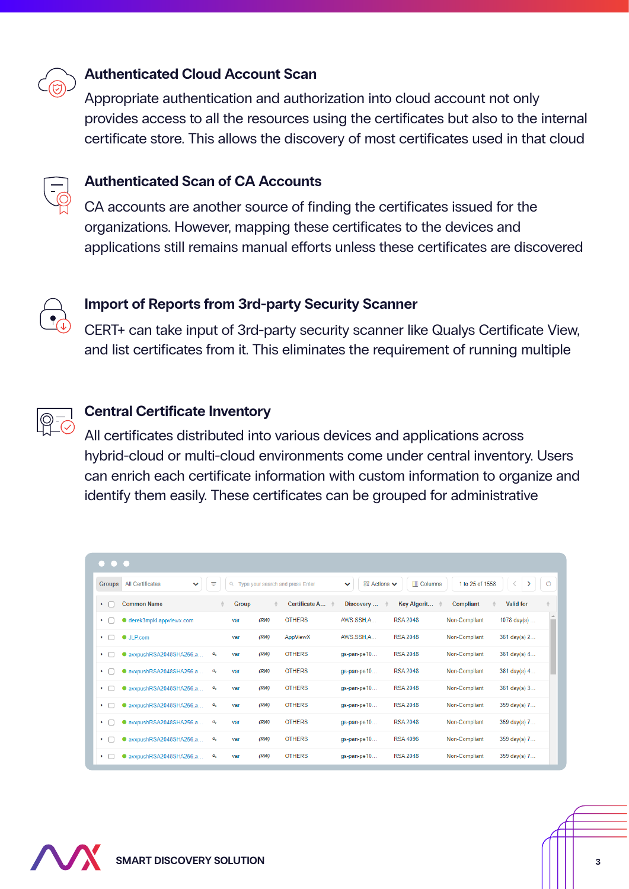### Authenticated Cloud Account Scan

Appropriate authentication and authorization into cloud account not only provides access to all the resources using the certificates but also to the internal certificate store. This allows the discovery of most certificates used in that cloud

### Authenticated Scan of CA Accounts

CA accounts are another source of finding the certificates issued for the organizations. However, mapping these certificates to the devices and applications still remains manual efforts unless these certificates are discovered

### Import of Reports from 3rd-party Security Scanner

CERT+ can take input of 3rd-party security scanner like Qualys Certificate View, and list certificates from it. This eliminates the requirement of running multiple

### Central Certificate Inventory

All certificates distributed into various devices and applications across hybrid-cloud or multi-cloud environments come under central inventory. Users can enrich each certificate information with custom information to organize and identify them easily. These certificates can be grouped for administrative

| Common Name | Group | | Certificate A... | Discovery ... | Key Algorit... | Compliant | Valid for |
|---|---|---|---|---|---|---|---|
| derek3mpki.appviewx.com | var | (RW) | OTHERS | AWS SSH A... | RSA 2048 | Non-Compliant | 1078 day(s) ... |
| JLP.com | var | (RW) | AppViewX | AWS SSH A... | RSA 2048 | Non-Compliant | 361 day(s) 2... |
| avxpushRSA2048SHA256.a... | var | (RW) | OTHERS | gs-pan-pe10... | RSA 2048 | Non-Compliant | 361 day(s) 4... |
| avxpushRSA2048SHA256.a... | var | (RW) | OTHERS | gs-pan-pe10... | RSA 2048 | Non-Compliant | 361 day(s) 4... |
| avxpushRSA2048SHA256.a... | var | (RW) | OTHERS | gs-pan-pe10... | RSA 2048 | Non-Compliant | 361 day(s) 3... |
| avxpushRSA2048SHA256.a... | var | (RW) | OTHERS | gs-pan-pe10... | RSA 2048 | Non-Compliant | 359 day(s) 7... |
| avxpushRSA2048SHA256.a... | var | (RW) | OTHERS | gs-pan-pe10... | RSA 2048 | Non-Compliant | 359 day(s) 7... |
| avxpushRSA2048SHA256.a... | var | (RW) | OTHERS | gs-pan-pe10... | RSA 4096 | Non-Compliant | 359 day(s) 7... |
| avxpushRSA2048SHA256.a... | var | (RW) | OTHERS | gs-pan-pe10... | RSA 2048 | Non-Compliant | 359 day(s) 7... |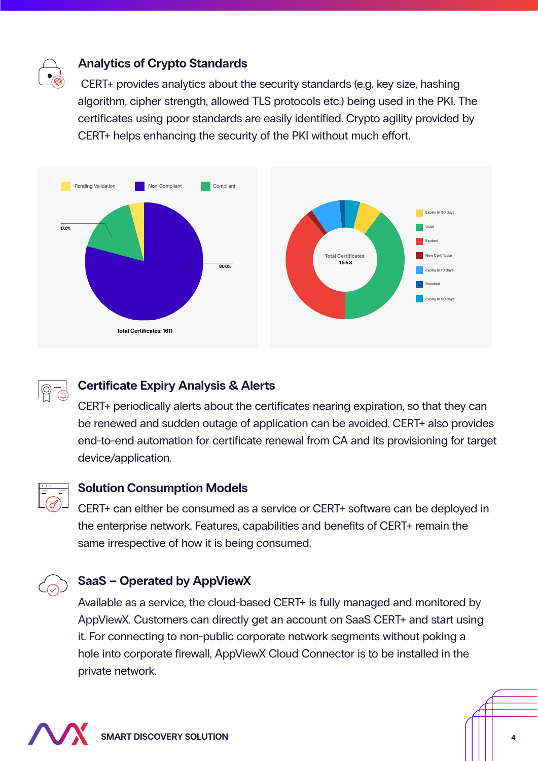## Analytics of Crypto Standards

CERT+ provides analytics about the security standards (e.g. key size, hashing algorithm, cipher strength, allowed TLS protocols etc.) being used in the PKI. The certificates using poor standards are easily identified. Crypto agility provided by CERT+ helps enhancing the security of the PKI without much effort.

Pending Validation | Non-Compliant | Compliant

17.0%

80.0%

Total Certificates: 1611

Total Certificates: 1558

Expiry in 30 days
Valid
Expired
New Certificate
Expiry in 10 days
Revoked
Expiry in 90 days

## Certificate Expiry Analysis & Alerts

CERT+ periodically alerts about the certificates nearing expiration, so that they can be renewed and sudden outage of application can be avoided. CERT+ also provides end-to-end automation for certificate renewal from CA and its provisioning for target device/application.

## Solution Consumption Models

CERT+ can either be consumed as a service or CERT+ software can be deployed in the enterprise network. Features, capabilities and benefits of CERT+ remain the same irrespective of how it is being consumed.

## SaaS – Operated by AppViewX

Available as a service, the cloud-based CERT+ is fully managed and monitored by AppViewX. Customers can directly get an account on SaaS CERT+ and start using it. For connecting to non-public corporate network segments without poking a hole into corporate firewall, AppViewX Cloud Connector is to be installed in the private network.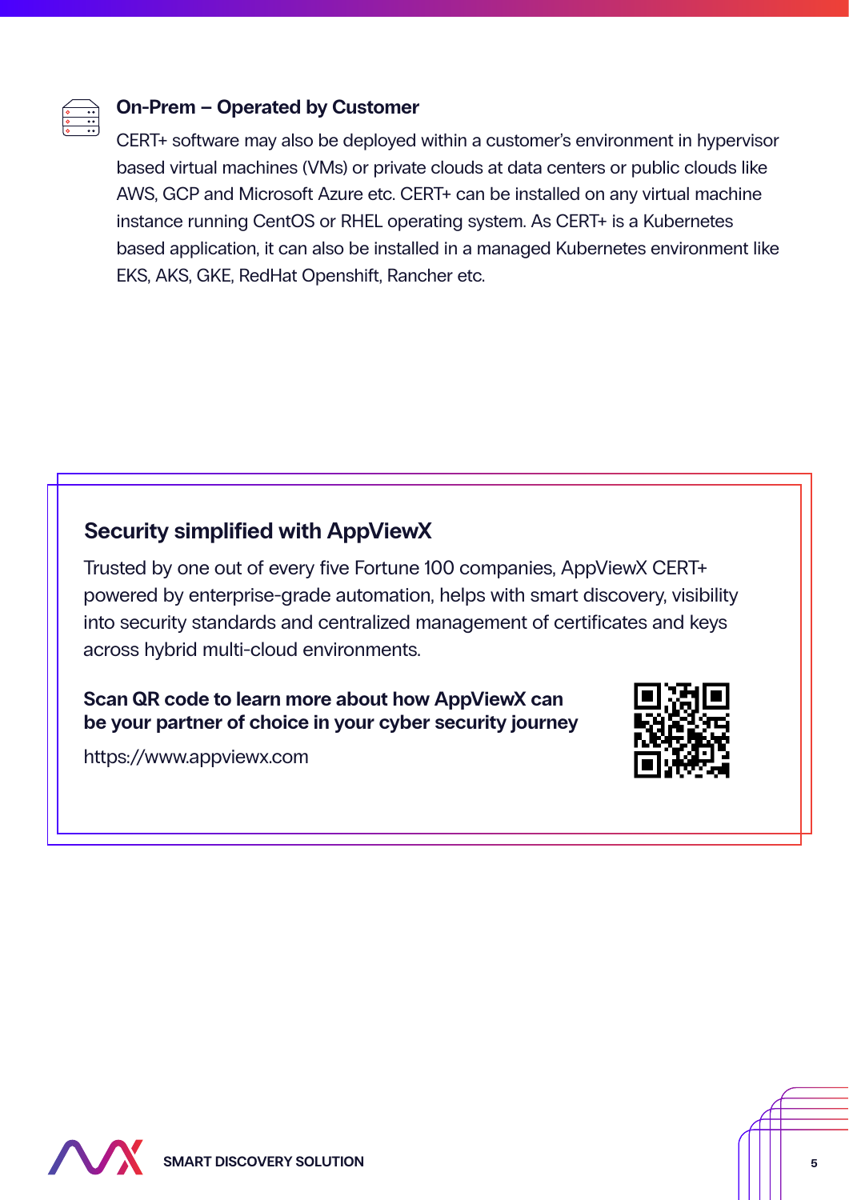### On-Prem – Operated by Customer

CERT+ software may also be deployed within a customer's environment in hypervisor based virtual machines (VMs) or private clouds at data centers or public clouds like AWS, GCP and Microsoft Azure etc. CERT+ can be installed on any virtual machine instance running CentOS or RHEL operating system. As CERT+ is a Kubernetes based application, it can also be installed in a managed Kubernetes environment like EKS, AKS, GKE, RedHat Openshift, Rancher etc.

## Security simplified with AppViewX

Trusted by one out of every five Fortune 100 companies, AppViewX CERT+ powered by enterprise-grade automation, helps with smart discovery, visibility into security standards and centralized management of certificates and keys across hybrid multi-cloud environments.

**Scan QR code to learn more about how AppViewX can be your partner of choice in your cyber security journey**

https://www.appviewx.com